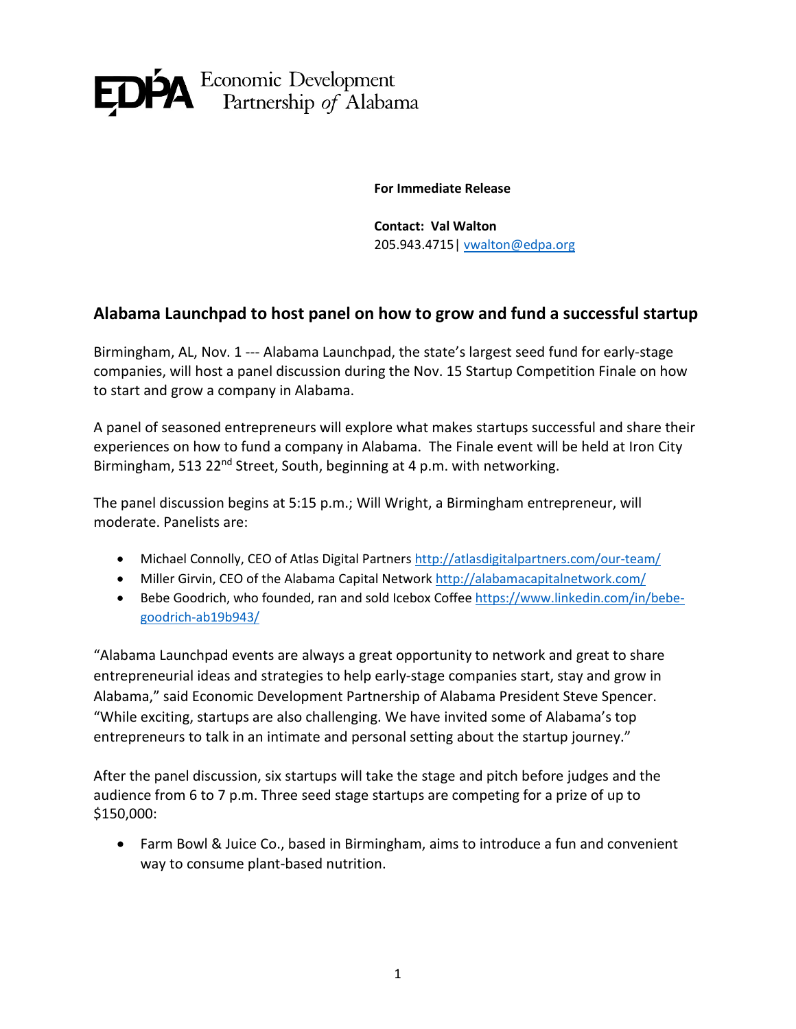EDPA Economic Development Partnership of Alabama

**For Immediate Release**

**Contact: Val Walton**
205.943.4715| vwalton@edpa.org

## Alabama Launchpad to host panel on how to grow and fund a successful startup

Birmingham, AL, Nov. 1 --- Alabama Launchpad, the state's largest seed fund for early-stage companies, will host a panel discussion during the Nov. 15 Startup Competition Finale on how to start and grow a company in Alabama.

A panel of seasoned entrepreneurs will explore what makes startups successful and share their experiences on how to fund a company in Alabama. The Finale event will be held at Iron City Birmingham, 513 22nd Street, South, beginning at 4 p.m. with networking.

The panel discussion begins at 5:15 p.m.; Will Wright, a Birmingham entrepreneur, will moderate. Panelists are:

- Michael Connolly, CEO of Atlas Digital Partners http://atlasdigitalpartners.com/our-team/
- Miller Girvin, CEO of the Alabama Capital Network http://alabamacapitalnetwork.com/
- Bebe Goodrich, who founded, ran and sold Icebox Coffee https://www.linkedin.com/in/bebe-goodrich-ab19b943/

"Alabama Launchpad events are always a great opportunity to network and great to share entrepreneurial ideas and strategies to help early-stage companies start, stay and grow in Alabama," said Economic Development Partnership of Alabama President Steve Spencer. "While exciting, startups are also challenging. We have invited some of Alabama's top entrepreneurs to talk in an intimate and personal setting about the startup journey."

After the panel discussion, six startups will take the stage and pitch before judges and the audience from 6 to 7 p.m. Three seed stage startups are competing for a prize of up to $150,000:

- Farm Bowl & Juice Co., based in Birmingham, aims to introduce a fun and convenient way to consume plant-based nutrition.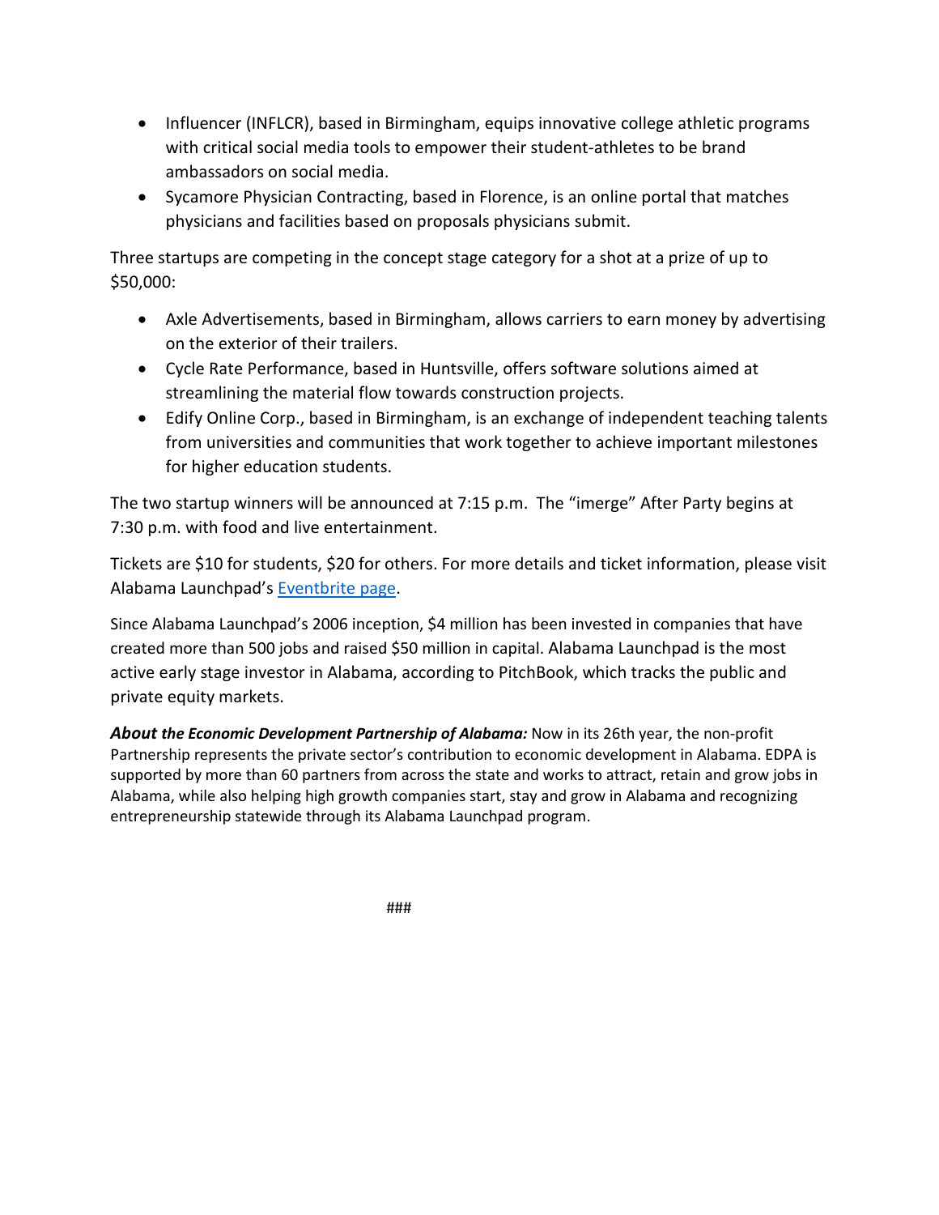- Influencer (INFLCR), based in Birmingham, equips innovative college athletic programs with critical social media tools to empower their student-athletes to be brand ambassadors on social media.
- Sycamore Physician Contracting, based in Florence, is an online portal that matches physicians and facilities based on proposals physicians submit.

Three startups are competing in the concept stage category for a shot at a prize of up to $50,000:

- Axle Advertisements, based in Birmingham, allows carriers to earn money by advertising on the exterior of their trailers.
- Cycle Rate Performance, based in Huntsville, offers software solutions aimed at streamlining the material flow towards construction projects.
- Edify Online Corp., based in Birmingham, is an exchange of independent teaching talents from universities and communities that work together to achieve important milestones for higher education students.

The two startup winners will be announced at 7:15 p.m. The "imerge" After Party begins at 7:30 p.m. with food and live entertainment.

Tickets are $10 for students, $20 for others. For more details and ticket information, please visit Alabama Launchpad's [Eventbrite page](#).

Since Alabama Launchpad's 2006 inception, $4 million has been invested in companies that have created more than 500 jobs and raised $50 million in capital. Alabama Launchpad is the most active early stage investor in Alabama, according to PitchBook, which tracks the public and private equity markets.

***About the Economic Development Partnership of Alabama:*** Now in its 26th year, the non-profit Partnership represents the private sector's contribution to economic development in Alabama. EDPA is supported by more than 60 partners from across the state and works to attract, retain and grow jobs in Alabama, while also helping high growth companies start, stay and grow in Alabama and recognizing entrepreneurship statewide through its Alabama Launchpad program.

###